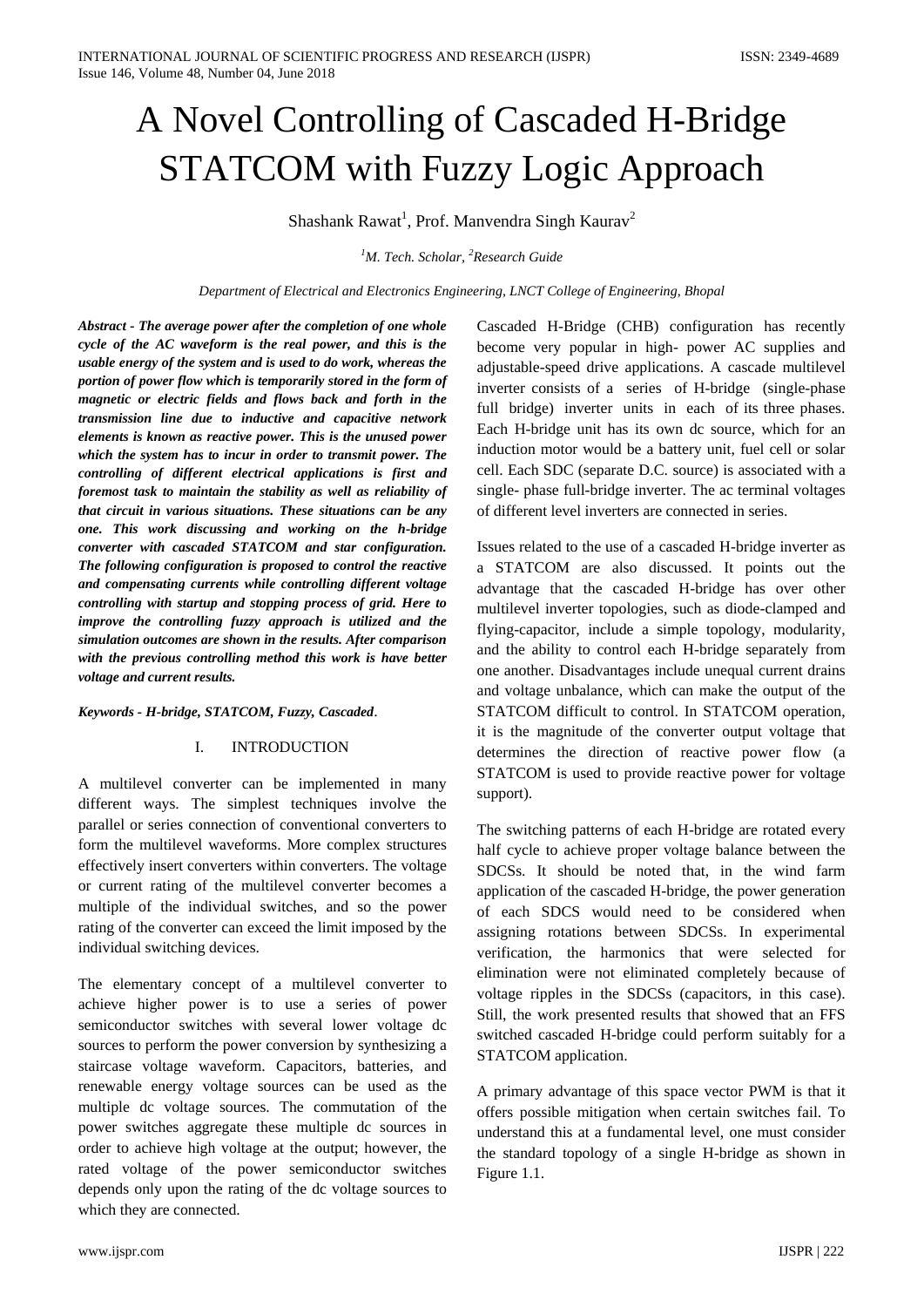# A Novel Controlling of Cascaded H-Bridge STATCOM with Fuzzy Logic Approach

Shashank Rawat[1], Prof. Manvendra Singh Kaurav[2]

*[1]M. Tech. Scholar, [2]Research Guide*

*Department of Electrical and Electronics Engineering, LNCT College of Engineering, Bhopal*

***Abstract - The average power after the completion of one whole cycle of the AC waveform is the real power, and this is the usable energy of the system and is used to do work, whereas the portion of power flow which is temporarily stored in the form of magnetic or electric fields and flows back and forth in the transmission line due to inductive and capacitive network elements is known as reactive power. This is the unused power which the system has to incur in order to transmit power. The controlling of different electrical applications is first and foremost task to maintain the stability as well as reliability of that circuit in various situations. These situations can be any one. This work discussing and working on the h-bridge converter with cascaded STATCOM and star configuration. The following configuration is proposed to control the reactive and compensating currents while controlling different voltage controlling with startup and stopping process of grid. Here to improve the controlling fuzzy approach is utilized and the simulation outcomes are shown in the results. After comparison with the previous controlling method this work is have better voltage and current results.***

***Keywords - H-bridge, STATCOM, Fuzzy, Cascaded*.**

## I. INTRODUCTION

A multilevel converter can be implemented in many different ways. The simplest techniques involve the parallel or series connection of conventional converters to form the multilevel waveforms. More complex structures effectively insert converters within converters. The voltage or current rating of the multilevel converter becomes a multiple of the individual switches, and so the power rating of the converter can exceed the limit imposed by the individual switching devices.

The elementary concept of a multilevel converter to achieve higher power is to use a series of power semiconductor switches with several lower voltage dc sources to perform the power conversion by synthesizing a staircase voltage waveform. Capacitors, batteries, and renewable energy voltage sources can be used as the multiple dc voltage sources. The commutation of the power switches aggregate these multiple dc sources in order to achieve high voltage at the output; however, the rated voltage of the power semiconductor switches depends only upon the rating of the dc voltage sources to which they are connected.

Cascaded H-Bridge (CHB) configuration has recently become very popular in high- power AC supplies and adjustable-speed drive applications. A cascade multilevel inverter consists of a series of H-bridge (single-phase full bridge) inverter units in each of its three phases. Each H-bridge unit has its own dc source, which for an induction motor would be a battery unit, fuel cell or solar cell. Each SDC (separate D.C. source) is associated with a single- phase full-bridge inverter. The ac terminal voltages of different level inverters are connected in series.

Issues related to the use of a cascaded H-bridge inverter as a STATCOM are also discussed. It points out the advantage that the cascaded H-bridge has over other multilevel inverter topologies, such as diode-clamped and flying-capacitor, include a simple topology, modularity, and the ability to control each H-bridge separately from one another. Disadvantages include unequal current drains and voltage unbalance, which can make the output of the STATCOM difficult to control. In STATCOM operation, it is the magnitude of the converter output voltage that determines the direction of reactive power flow (a STATCOM is used to provide reactive power for voltage support).

The switching patterns of each H-bridge are rotated every half cycle to achieve proper voltage balance between the SDCSs. It should be noted that, in the wind farm application of the cascaded H-bridge, the power generation of each SDCS would need to be considered when assigning rotations between SDCSs. In experimental verification, the harmonics that were selected for elimination were not eliminated completely because of voltage ripples in the SDCSs (capacitors, in this case). Still, the work presented results that showed that an FFS switched cascaded H-bridge could perform suitably for a STATCOM application.

A primary advantage of this space vector PWM is that it offers possible mitigation when certain switches fail. To understand this at a fundamental level, one must consider the standard topology of a single H-bridge as shown in Figure 1.1.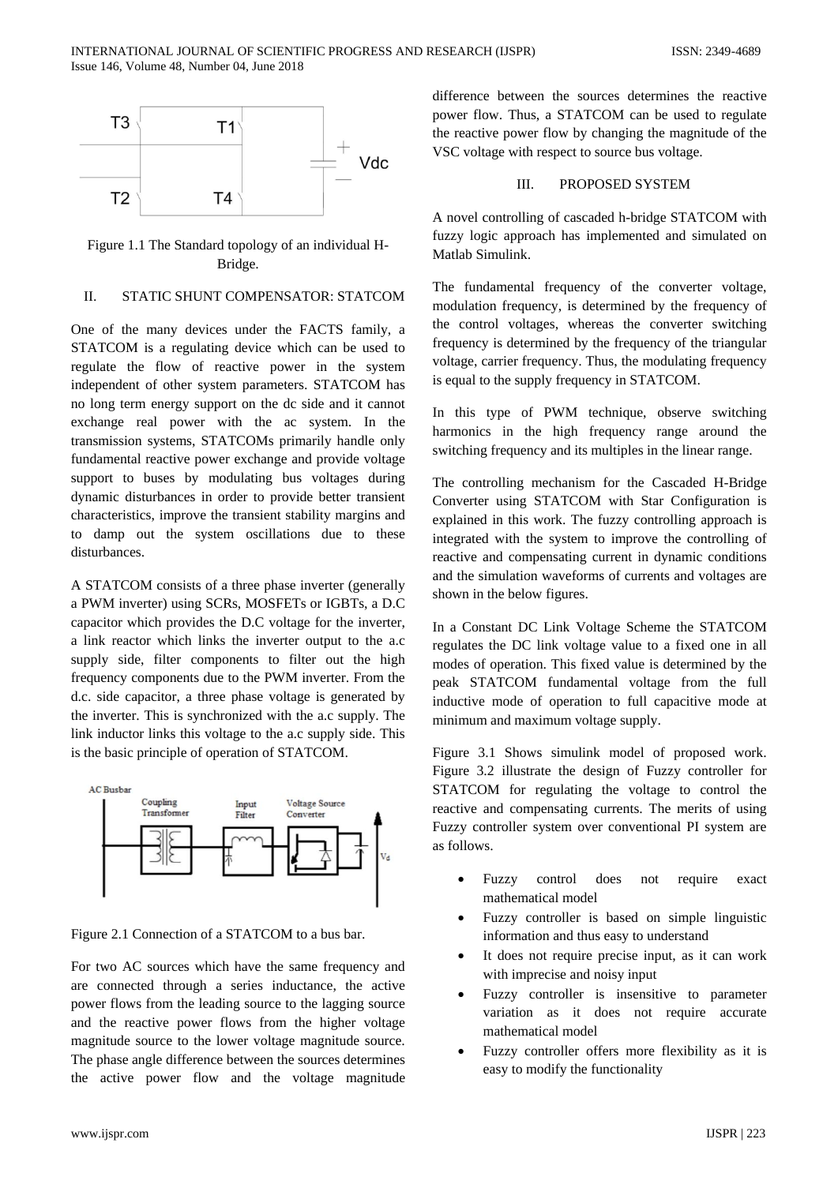Figure 1.1 The Standard topology of an individual H-Bridge.

## II. STATIC SHUNT COMPENSATOR: STATCOM

One of the many devices under the FACTS family, a STATCOM is a regulating device which can be used to regulate the flow of reactive power in the system independent of other system parameters. STATCOM has no long term energy support on the dc side and it cannot exchange real power with the ac system. In the transmission systems, STATCOMs primarily handle only fundamental reactive power exchange and provide voltage support to buses by modulating bus voltages during dynamic disturbances in order to provide better transient characteristics, improve the transient stability margins and to damp out the system oscillations due to these disturbances.

A STATCOM consists of a three phase inverter (generally a PWM inverter) using SCRs, MOSFETs or IGBTs, a D.C capacitor which provides the D.C voltage for the inverter, a link reactor which links the inverter output to the a.c supply side, filter components to filter out the high frequency components due to the PWM inverter. From the d.c. side capacitor, a three phase voltage is generated by the inverter. This is synchronized with the a.c supply. The link inductor links this voltage to the a.c supply side. This is the basic principle of operation of STATCOM.

Figure 2.1 Connection of a STATCOM to a bus bar.

For two AC sources which have the same frequency and are connected through a series inductance, the active power flows from the leading source to the lagging source and the reactive power flows from the higher voltage magnitude source to the lower voltage magnitude source. The phase angle difference between the sources determines the active power flow and the voltage magnitude difference between the sources determines the reactive power flow. Thus, a STATCOM can be used to regulate the reactive power flow by changing the magnitude of the VSC voltage with respect to source bus voltage.

## III. PROPOSED SYSTEM

A novel controlling of cascaded h-bridge STATCOM with fuzzy logic approach has implemented and simulated on Matlab Simulink.

The fundamental frequency of the converter voltage, modulation frequency, is determined by the frequency of the control voltages, whereas the converter switching frequency is determined by the frequency of the triangular voltage, carrier frequency. Thus, the modulating frequency is equal to the supply frequency in STATCOM.

In this type of PWM technique, observe switching harmonics in the high frequency range around the switching frequency and its multiples in the linear range.

The controlling mechanism for the Cascaded H-Bridge Converter using STATCOM with Star Configuration is explained in this work. The fuzzy controlling approach is integrated with the system to improve the controlling of reactive and compensating current in dynamic conditions and the simulation waveforms of currents and voltages are shown in the below figures.

In a Constant DC Link Voltage Scheme the STATCOM regulates the DC link voltage value to a fixed one in all modes of operation. This fixed value is determined by the peak STATCOM fundamental voltage from the full inductive mode of operation to full capacitive mode at minimum and maximum voltage supply.

Figure 3.1 Shows simulink model of proposed work. Figure 3.2 illustrate the design of Fuzzy controller for STATCOM for regulating the voltage to control the reactive and compensating currents. The merits of using Fuzzy controller system over conventional PI system are as follows.

- Fuzzy control does not require exact mathematical model
- Fuzzy controller is based on simple linguistic information and thus easy to understand
- It does not require precise input, as it can work with imprecise and noisy input
- Fuzzy controller is insensitive to parameter variation as it does not require accurate mathematical model
- Fuzzy controller offers more flexibility as it is easy to modify the functionality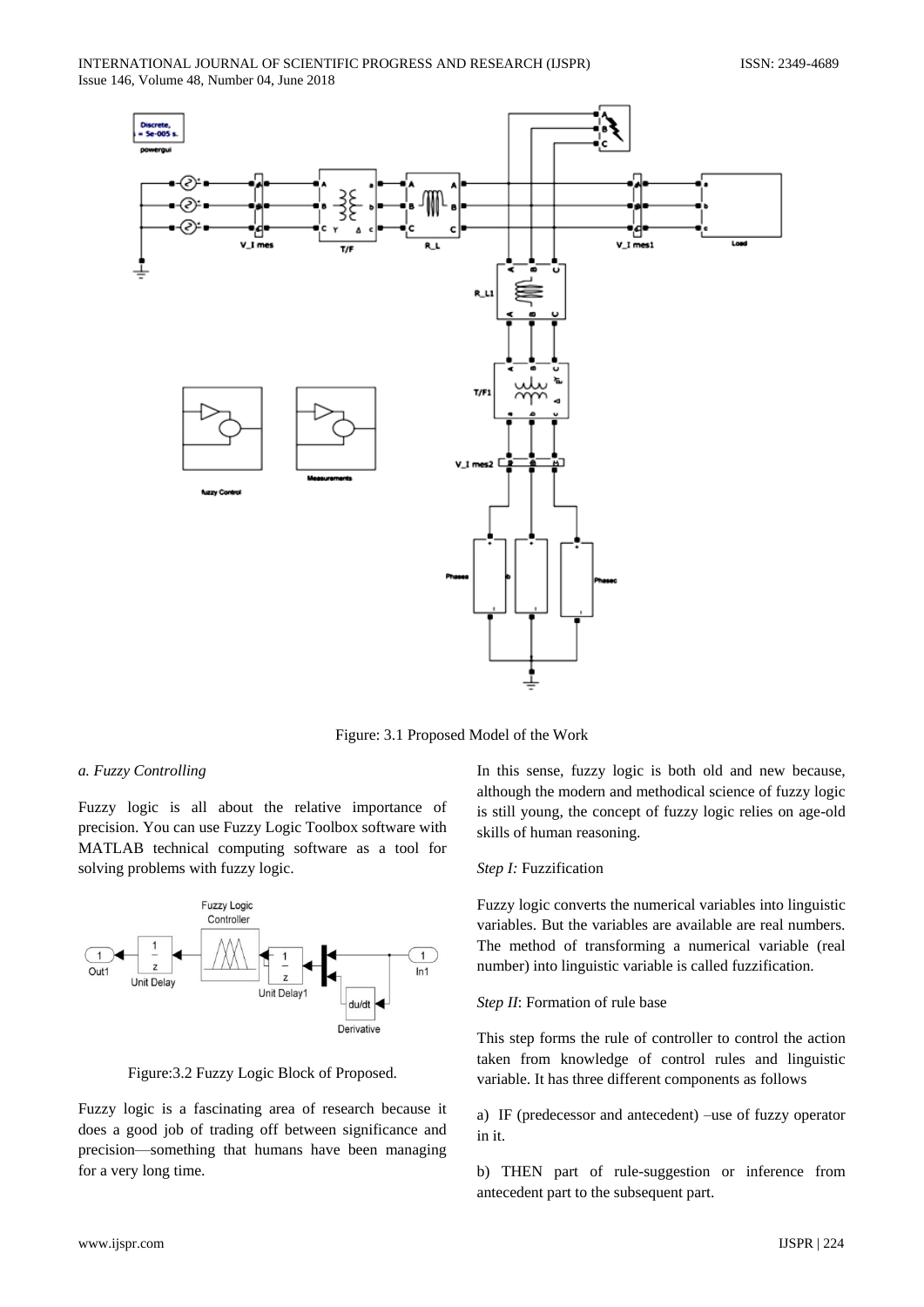Figure: 3.1 Proposed Model of the Work

*a. Fuzzy Controlling*

Fuzzy logic is all about the relative importance of precision. You can use Fuzzy Logic Toolbox software with MATLAB technical computing software as a tool for solving problems with fuzzy logic.

Figure:3.2 Fuzzy Logic Block of Proposed.

Fuzzy logic is a fascinating area of research because it does a good job of trading off between significance and precision—something that humans have been managing for a very long time.

In this sense, fuzzy logic is both old and new because, although the modern and methodical science of fuzzy logic is still young, the concept of fuzzy logic relies on age-old skills of human reasoning.

*Step I:* Fuzzification

Fuzzy logic converts the numerical variables into linguistic variables. But the variables are available are real numbers. The method of transforming a numerical variable (real number) into linguistic variable is called fuzzification.

*Step II*: Formation of rule base

This step forms the rule of controller to control the action taken from knowledge of control rules and linguistic variable. It has three different components as follows

a) IF (predecessor and antecedent) –use of fuzzy operator in it.

b) THEN part of rule-suggestion or inference from antecedent part to the subsequent part.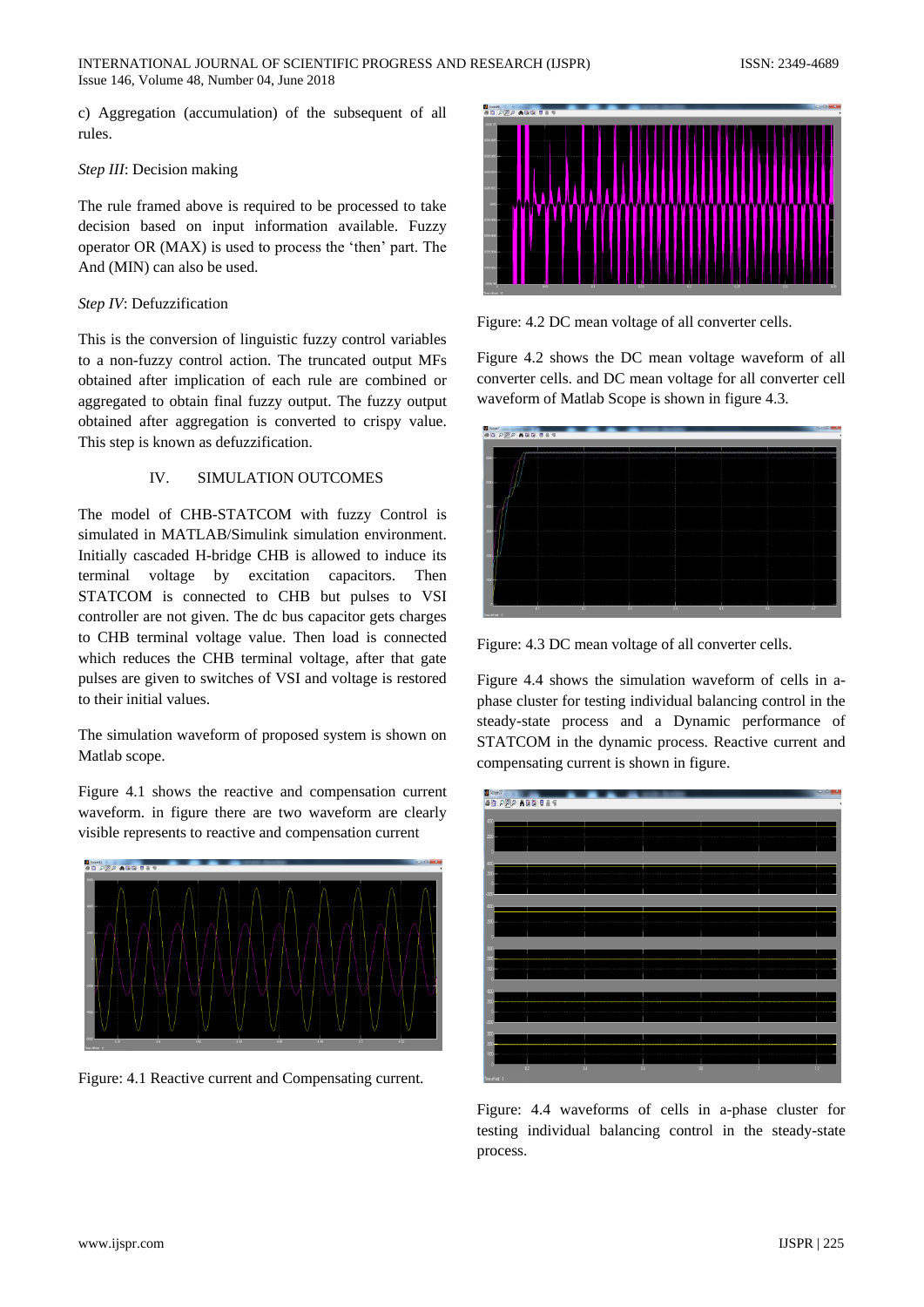c) Aggregation (accumulation) of the subsequent of all rules.

*Step III*: Decision making

The rule framed above is required to be processed to take decision based on input information available. Fuzzy operator OR (MAX) is used to process the 'then' part. The And (MIN) can also be used.

*Step IV*: Defuzzification

This is the conversion of linguistic fuzzy control variables to a non-fuzzy control action. The truncated output MFs obtained after implication of each rule are combined or aggregated to obtain final fuzzy output. The fuzzy output obtained after aggregation is converted to crispy value. This step is known as defuzzification.

## IV. SIMULATION OUTCOMES

The model of CHB-STATCOM with fuzzy Control is simulated in MATLAB/Simulink simulation environment. Initially cascaded H-bridge CHB is allowed to induce its terminal voltage by excitation capacitors. Then STATCOM is connected to CHB but pulses to VSI controller are not given. The dc bus capacitor gets charges to CHB terminal voltage value. Then load is connected which reduces the CHB terminal voltage, after that gate pulses are given to switches of VSI and voltage is restored to their initial values.

The simulation waveform of proposed system is shown on Matlab scope.

Figure 4.1 shows the reactive and compensation current waveform. in figure there are two waveform are clearly visible represents to reactive and compensation current

Figure: 4.1 Reactive current and Compensating current.

Figure: 4.2 DC mean voltage of all converter cells.

Figure 4.2 shows the DC mean voltage waveform of all converter cells. and DC mean voltage for all converter cell waveform of Matlab Scope is shown in figure 4.3.

Figure: 4.3 DC mean voltage of all converter cells.

Figure 4.4 shows the simulation waveform of cells in a-phase cluster for testing individual balancing control in the steady-state process and a Dynamic performance of STATCOM in the dynamic process. Reactive current and compensating current is shown in figure.

Figure: 4.4 waveforms of cells in a-phase cluster for testing individual balancing control in the steady-state process.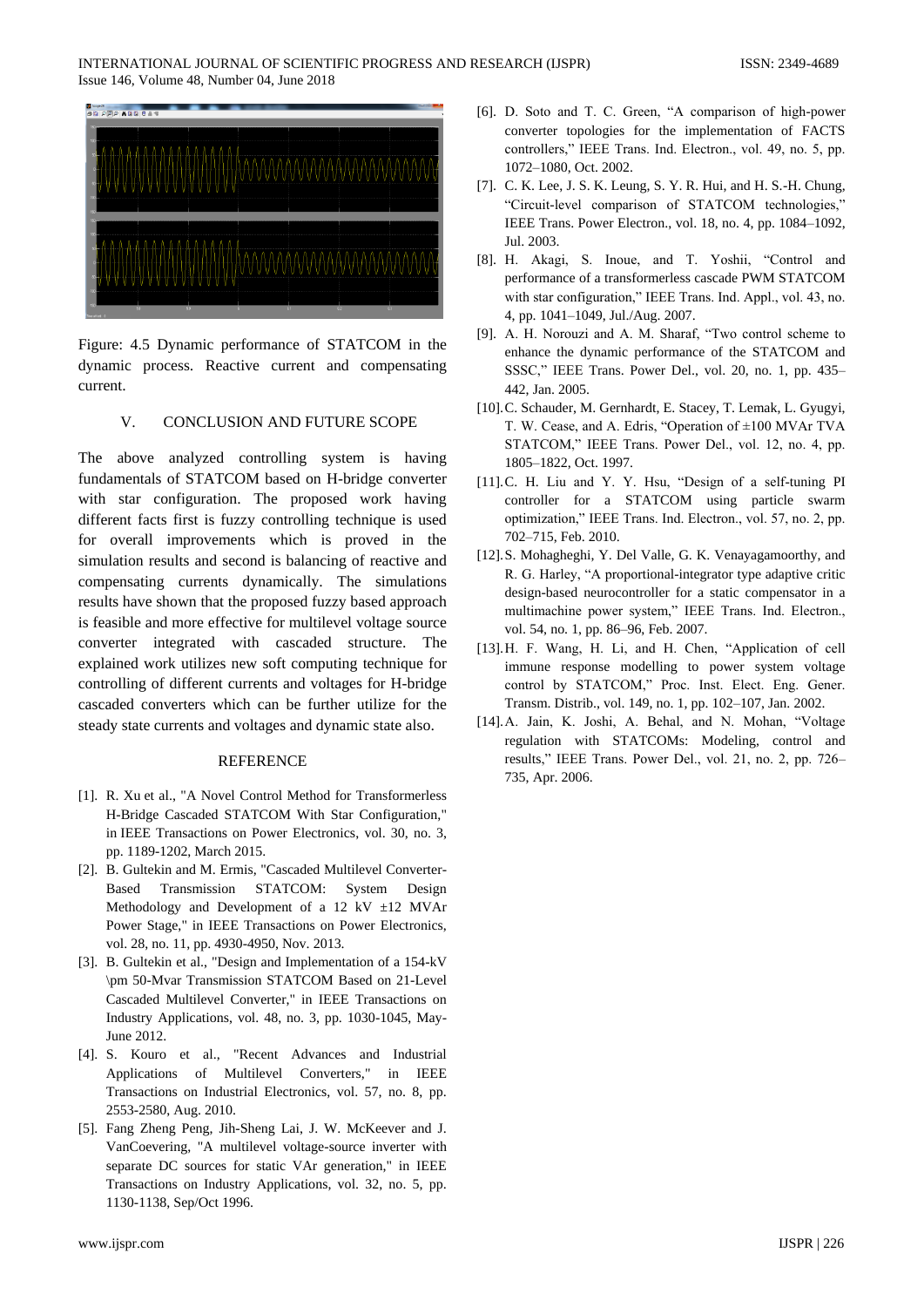Figure: 4.5 Dynamic performance of STATCOM in the dynamic process. Reactive current and compensating current.

## V. CONCLUSION AND FUTURE SCOPE

The above analyzed controlling system is having fundamentals of STATCOM based on H-bridge converter with star configuration. The proposed work having different facts first is fuzzy controlling technique is used for overall improvements which is proved in the simulation results and second is balancing of reactive and compensating currents dynamically. The simulations results have shown that the proposed fuzzy based approach is feasible and more effective for multilevel voltage source converter integrated with cascaded structure. The explained work utilizes new soft computing technique for controlling of different currents and voltages for H-bridge cascaded converters which can be further utilize for the steady state currents and voltages and dynamic state also.

## REFERENCE

[1]. R. Xu et al., "A Novel Control Method for Transformerless H-Bridge Cascaded STATCOM With Star Configuration," in IEEE Transactions on Power Electronics, vol. 30, no. 3, pp. 1189-1202, March 2015.

[2]. B. Gultekin and M. Ermis, "Cascaded Multilevel Converter-Based Transmission STATCOM: System Design Methodology and Development of a 12 kV ±12 MVAr Power Stage," in IEEE Transactions on Power Electronics, vol. 28, no. 11, pp. 4930-4950, Nov. 2013.

[3]. B. Gultekin et al., "Design and Implementation of a 154-kV \pm 50-Mvar Transmission STATCOM Based on 21-Level Cascaded Multilevel Converter," in IEEE Transactions on Industry Applications, vol. 48, no. 3, pp. 1030-1045, May-June 2012.

[4]. S. Kouro et al., "Recent Advances and Industrial Applications of Multilevel Converters," in IEEE Transactions on Industrial Electronics, vol. 57, no. 8, pp. 2553-2580, Aug. 2010.

[5]. Fang Zheng Peng, Jih-Sheng Lai, J. W. McKeever and J. VanCoevering, "A multilevel voltage-source inverter with separate DC sources for static VAr generation," in IEEE Transactions on Industry Applications, vol. 32, no. 5, pp. 1130-1138, Sep/Oct 1996.

[6]. D. Soto and T. C. Green, "A comparison of high-power converter topologies for the implementation of FACTS controllers," IEEE Trans. Ind. Electron., vol. 49, no. 5, pp. 1072–1080, Oct. 2002.

[7]. C. K. Lee, J. S. K. Leung, S. Y. R. Hui, and H. S.-H. Chung, "Circuit-level comparison of STATCOM technologies," IEEE Trans. Power Electron., vol. 18, no. 4, pp. 1084–1092, Jul. 2003.

[8]. H. Akagi, S. Inoue, and T. Yoshii, "Control and performance of a transformerless cascade PWM STATCOM with star configuration," IEEE Trans. Ind. Appl., vol. 43, no. 4, pp. 1041–1049, Jul./Aug. 2007.

[9]. A. H. Norouzi and A. M. Sharaf, "Two control scheme to enhance the dynamic performance of the STATCOM and SSSC," IEEE Trans. Power Del., vol. 20, no. 1, pp. 435–442, Jan. 2005.

[10]. C. Schauder, M. Gernhardt, E. Stacey, T. Lemak, L. Gyugyi, T. W. Cease, and A. Edris, "Operation of ±100 MVAr TVA STATCOM," IEEE Trans. Power Del., vol. 12, no. 4, pp. 1805–1822, Oct. 1997.

[11]. C. H. Liu and Y. Y. Hsu, "Design of a self-tuning PI controller for a STATCOM using particle swarm optimization," IEEE Trans. Ind. Electron., vol. 57, no. 2, pp. 702–715, Feb. 2010.

[12]. S. Mohagheghi, Y. Del Valle, G. K. Venayagamoorthy, and R. G. Harley, "A proportional-integrator type adaptive critic design-based neurocontroller for a static compensator in a multimachine power system," IEEE Trans. Ind. Electron., vol. 54, no. 1, pp. 86–96, Feb. 2007.

[13]. H. F. Wang, H. Li, and H. Chen, "Application of cell immune response modelling to power system voltage control by STATCOM," Proc. Inst. Elect. Eng. Gener. Transm. Distrib., vol. 149, no. 1, pp. 102–107, Jan. 2002.

[14]. A. Jain, K. Joshi, A. Behal, and N. Mohan, "Voltage regulation with STATCOMs: Modeling, control and results," IEEE Trans. Power Del., vol. 21, no. 2, pp. 726–735, Apr. 2006.